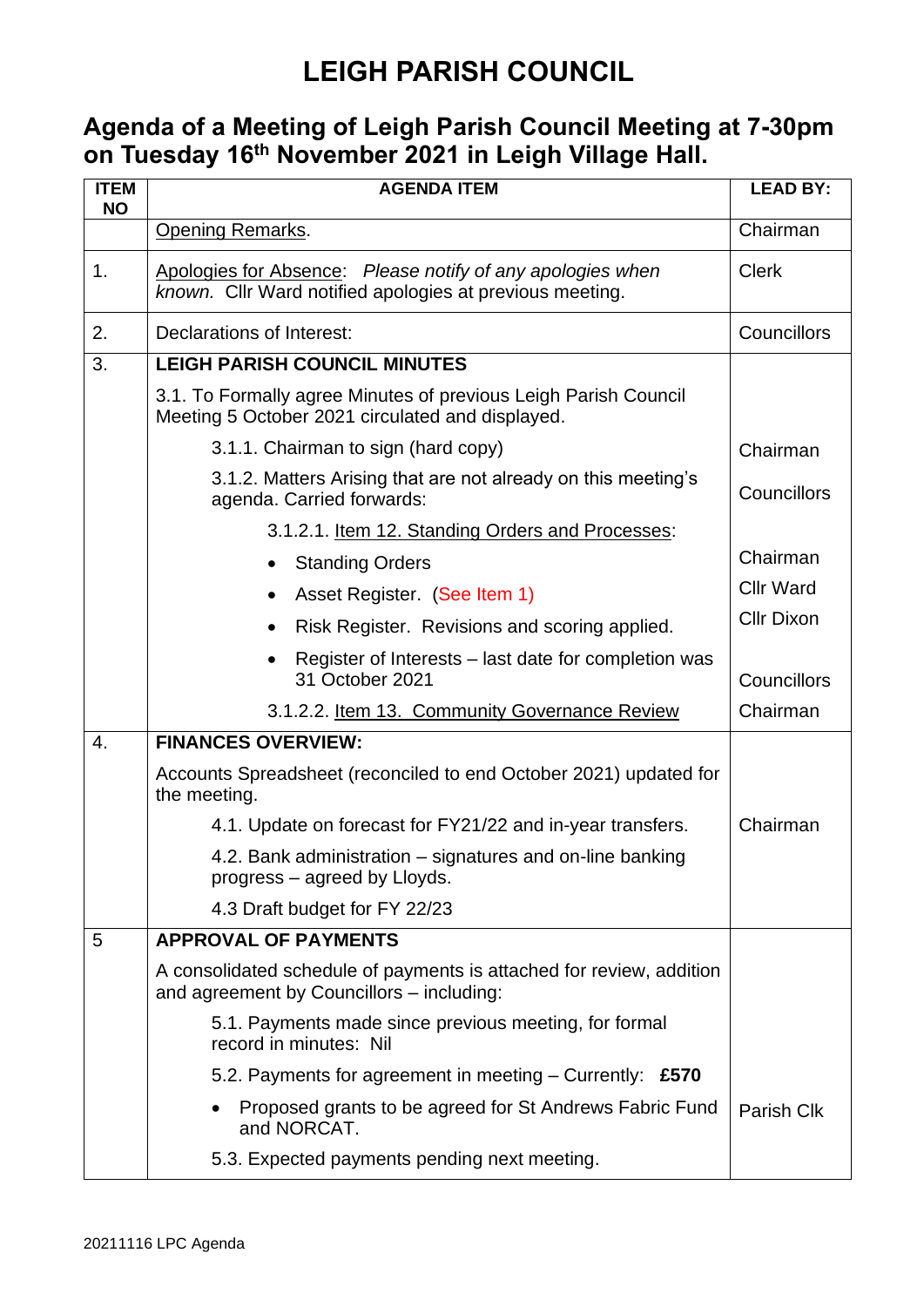# LEIGH PARISH COUNCIL

## Agenda of a Meeting of Leigh Parish Council Meeting at 7-30pm on Tuesday 16th November 2021 in Leigh Village Hall.

| ITEM NO | AGENDA ITEM | LEAD BY: |
|---|---|---|
| | Opening Remarks. | Chairman |
| 1. | Apologies for Absence: *Please notify of any apologies when known.* Cllr Ward notified apologies at previous meeting. | Clerk |
| 2. | Declarations of Interest: | Councillors |
| 3. | **LEIGH PARISH COUNCIL MINUTES** | |
| | 3.1. To Formally agree Minutes of previous Leigh Parish Council Meeting 5 October 2021 circulated and displayed. | |
| | 3.1.1. Chairman to sign (hard copy) | Chairman |
| | 3.1.2. Matters Arising that are not already on this meeting's agenda. Carried forwards: | Councillors |
| | 3.1.2.1. Item 12. Standing Orders and Processes: | |
| | • Standing Orders | Chairman |
| | • Asset Register. (See Item 1) | Cllr Ward |
| | • Risk Register. Revisions and scoring applied. | Cllr Dixon |
| | • Register of Interests – last date for completion was 31 October 2021 | Councillors |
| | 3.1.2.2. Item 13. Community Governance Review | Chairman |
| 4. | **FINANCES OVERVIEW:** | |
| | Accounts Spreadsheet (reconciled to end October 2021) updated for the meeting. | |
| | 4.1. Update on forecast for FY21/22 and in-year transfers. | Chairman |
| | 4.2. Bank administration – signatures and on-line banking progress – agreed by Lloyds. | |
| | 4.3 Draft budget for FY 22/23 | |
| 5 | **APPROVAL OF PAYMENTS** | |
| | A consolidated schedule of payments is attached for review, addition and agreement by Councillors – including: | |
| | 5.1. Payments made since previous meeting, for formal record in minutes: Nil | |
| | 5.2. Payments for agreement in meeting – Currently: **£570** | |
| | • Proposed grants to be agreed for St Andrews Fabric Fund and NORCAT. | Parish Clk |
| | 5.3. Expected payments pending next meeting. | |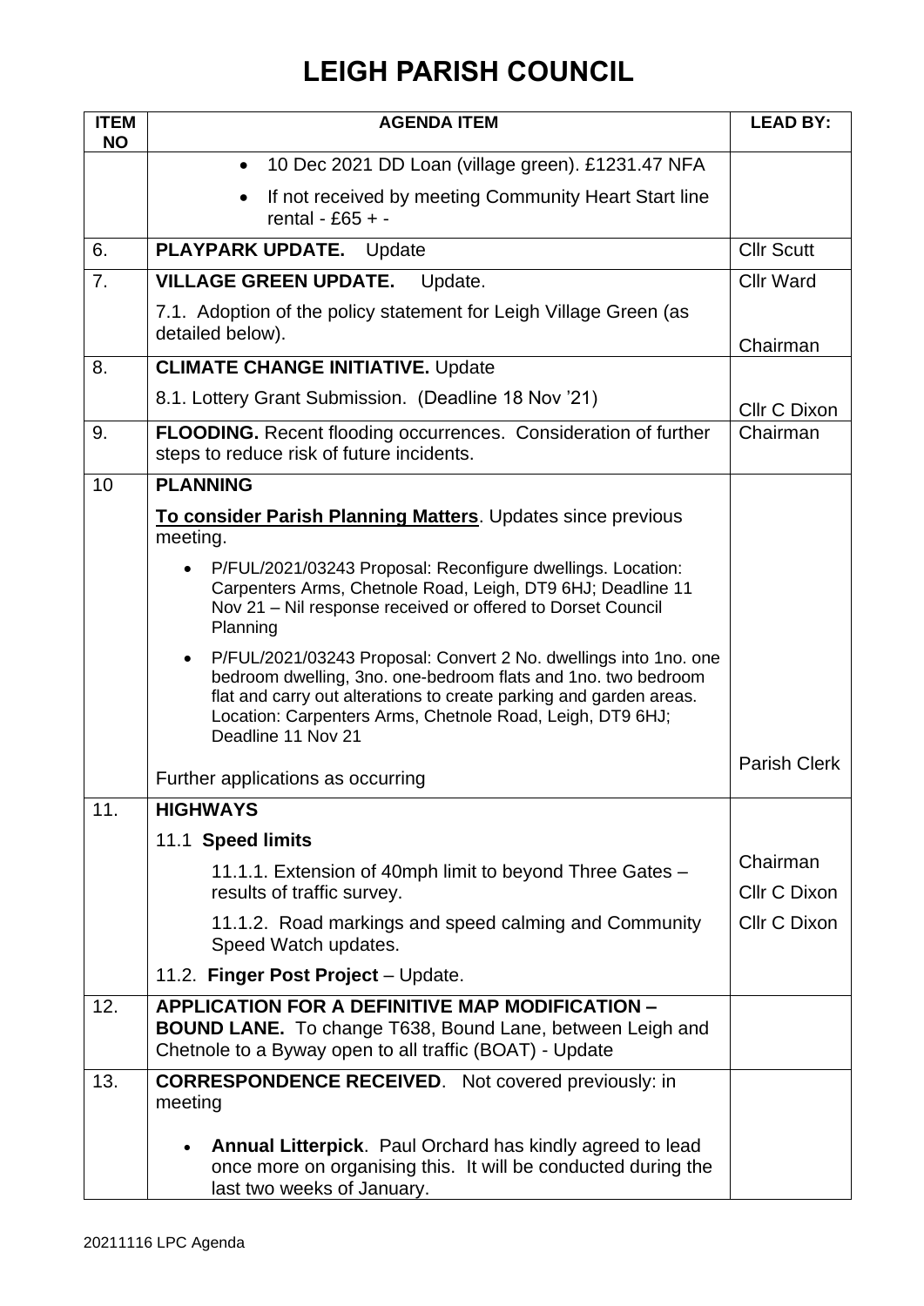# LEIGH PARISH COUNCIL

| ITEM NO | AGENDA ITEM | LEAD BY: |
| --- | --- | --- |
| | • 10 Dec 2021 DD Loan (village green). £1231.47 NFA<br>• If not received by meeting Community Heart Start line rental - £65 + - | |
| 6. | **PLAYPARK UPDATE.** Update | Cllr Scutt |
| 7. | **VILLAGE GREEN UPDATE.** Update.<br>7.1. Adoption of the policy statement for Leigh Village Green (as detailed below). | Cllr Ward<br><br>Chairman |
| 8. | **CLIMATE CHANGE INITIATIVE.** Update<br>8.1. Lottery Grant Submission. (Deadline 18 Nov '21) | <br>Cllr C Dixon |
| 9. | **FLOODING.** Recent flooding occurrences. Consideration of further steps to reduce risk of future incidents. | Chairman |
| 10 | **PLANNING**<br>**To consider Parish Planning Matters**. Updates since previous meeting.<br>• P/FUL/2021/03243 Proposal: Reconfigure dwellings. Location: Carpenters Arms, Chetnole Road, Leigh, DT9 6HJ; Deadline 11 Nov 21 – Nil response received or offered to Dorset Council Planning<br>• P/FUL/2021/03243 Proposal: Convert 2 No. dwellings into 1no. one bedroom dwelling, 3no. one-bedroom flats and 1no. two bedroom flat and carry out alterations to create parking and garden areas. Location: Carpenters Arms, Chetnole Road, Leigh, DT9 6HJ; Deadline 11 Nov 21<br>Further applications as occurring | <br><br><br><br><br>Parish Clerk |
| 11. | **HIGHWAYS**<br>11.1 **Speed limits**<br>11.1.1. Extension of 40mph limit to beyond Three Gates – results of traffic survey.<br>11.1.2. Road markings and speed calming and Community Speed Watch updates.<br>11.2. **Finger Post Project** – Update. | <br><br>Chairman<br>Cllr C Dixon<br>Cllr C Dixon |
| 12. | **APPLICATION FOR A DEFINITIVE MAP MODIFICATION – BOUND LANE.** To change T638, Bound Lane, between Leigh and Chetnole to a Byway open to all traffic (BOAT) - Update | |
| 13. | **CORRESPONDENCE RECEIVED**. Not covered previously: in meeting<br>• **Annual Litterpick**. Paul Orchard has kindly agreed to lead once more on organising this. It will be conducted during the last two weeks of January. | |

20211116 LPC Agenda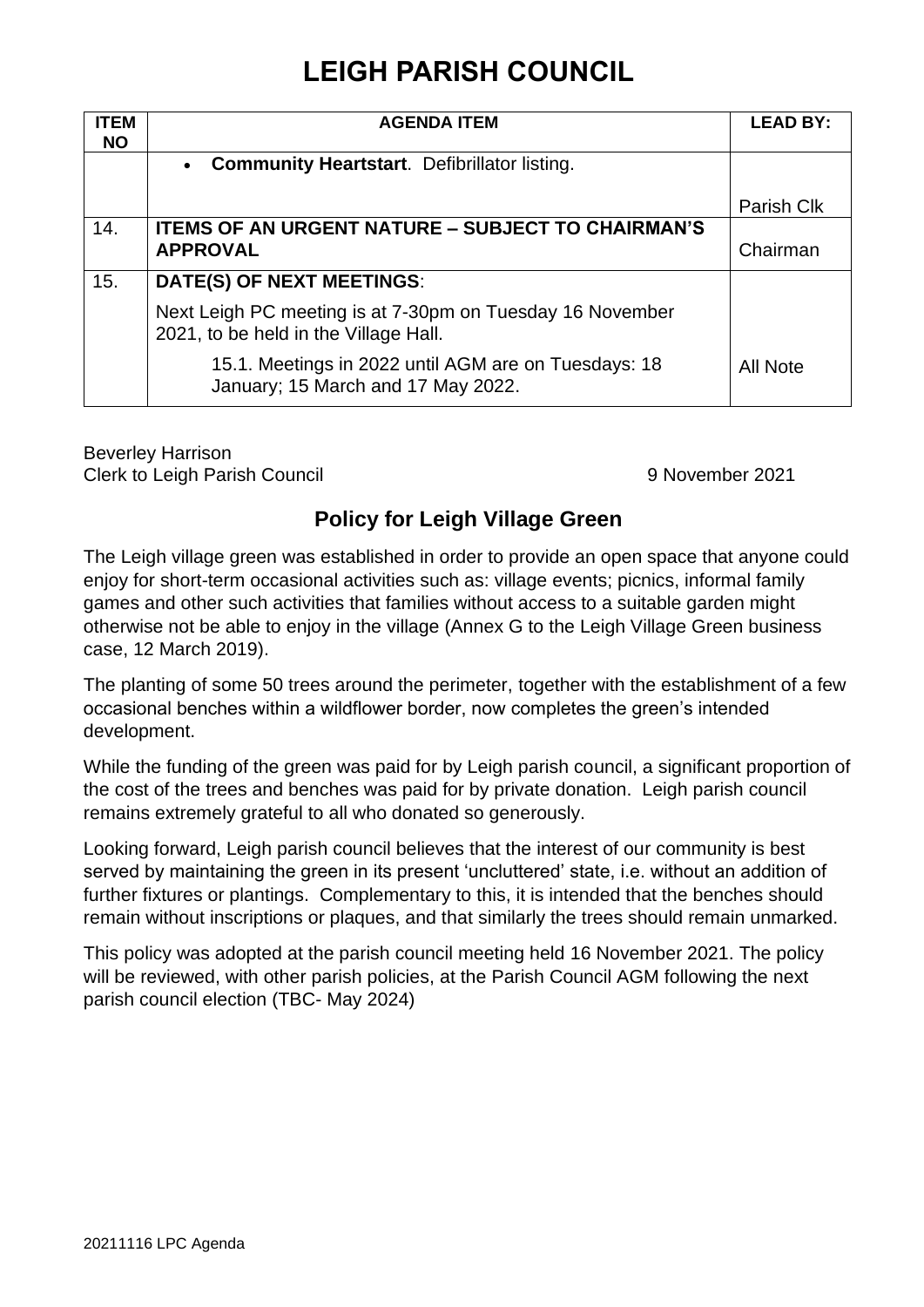# LEIGH PARISH COUNCIL

| ITEM NO | AGENDA ITEM | LEAD BY: |
|---|---|---|
| | • **Community Heartstart**. Defibrillator listing. | Parish Clk |
| 14. | **ITEMS OF AN URGENT NATURE – SUBJECT TO CHAIRMAN'S APPROVAL** | Chairman |
| 15. | **DATE(S) OF NEXT MEETINGS**:<br>Next Leigh PC meeting is at 7-30pm on Tuesday 16 November 2021, to be held in the Village Hall.<br>15.1. Meetings in 2022 until AGM are on Tuesdays: 18 January; 15 March and 17 May 2022. | All Note |

Beverley Harrison
Clerk to Leigh Parish Council

9 November 2021

## Policy for Leigh Village Green

The Leigh village green was established in order to provide an open space that anyone could enjoy for short-term occasional activities such as: village events; picnics, informal family games and other such activities that families without access to a suitable garden might otherwise not be able to enjoy in the village (Annex G to the Leigh Village Green business case, 12 March 2019).

The planting of some 50 trees around the perimeter, together with the establishment of a few occasional benches within a wildflower border, now completes the green's intended development.

While the funding of the green was paid for by Leigh parish council, a significant proportion of the cost of the trees and benches was paid for by private donation. Leigh parish council remains extremely grateful to all who donated so generously.

Looking forward, Leigh parish council believes that the interest of our community is best served by maintaining the green in its present 'uncluttered' state, i.e. without an addition of further fixtures or plantings. Complementary to this, it is intended that the benches should remain without inscriptions or plaques, and that similarly the trees should remain unmarked.

This policy was adopted at the parish council meeting held 16 November 2021. The policy will be reviewed, with other parish policies, at the Parish Council AGM following the next parish council election (TBC- May 2024)